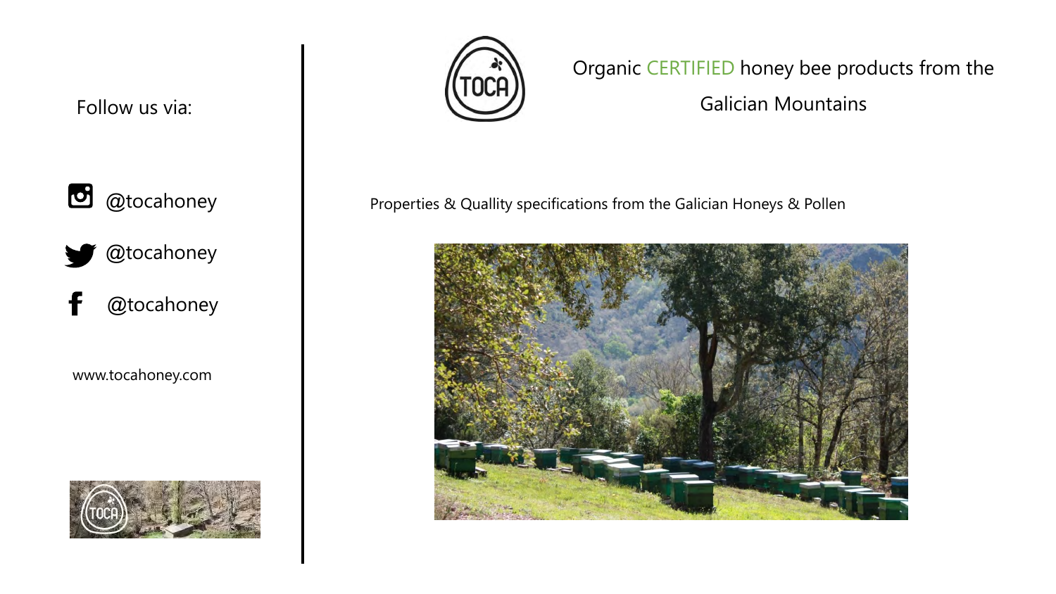Follow us via:

@tocahoney

@tocahoney

@tocahoney

www.tocahoney.com

TOCA

Organic CERTIFIED honey bee products from the Galician Mountains

Properties & Quallity specifications from the Galician Honeys & Pollen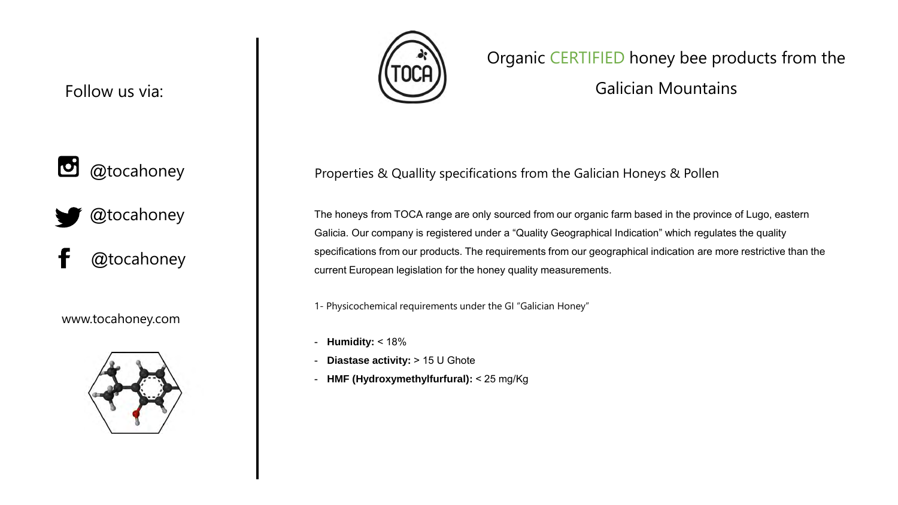Follow us via:

@tocahoney

@tocahoney

@tocahoney

www.tocahoney.com

TOCA

Organic CERTIFIED honey bee products from the Galician Mountains

## Properties & Quallity specifications from the Galician Honeys & Pollen

The honeys from TOCA range are only sourced from our organic farm based in the province of Lugo, eastern Galicia. Our company is registered under a "Quality Geographical Indication" which regulates the quality specifications from our products. The requirements from our geographical indication are more restrictive than the current European legislation for the honey quality measurements.

1- Physicochemical requirements under the GI "Galician Honey"

- **Humidity:** < 18%
- **Diastase activity:** > 15 U Ghote
- **HMF (Hydroxymethylfurfural):** < 25 mg/Kg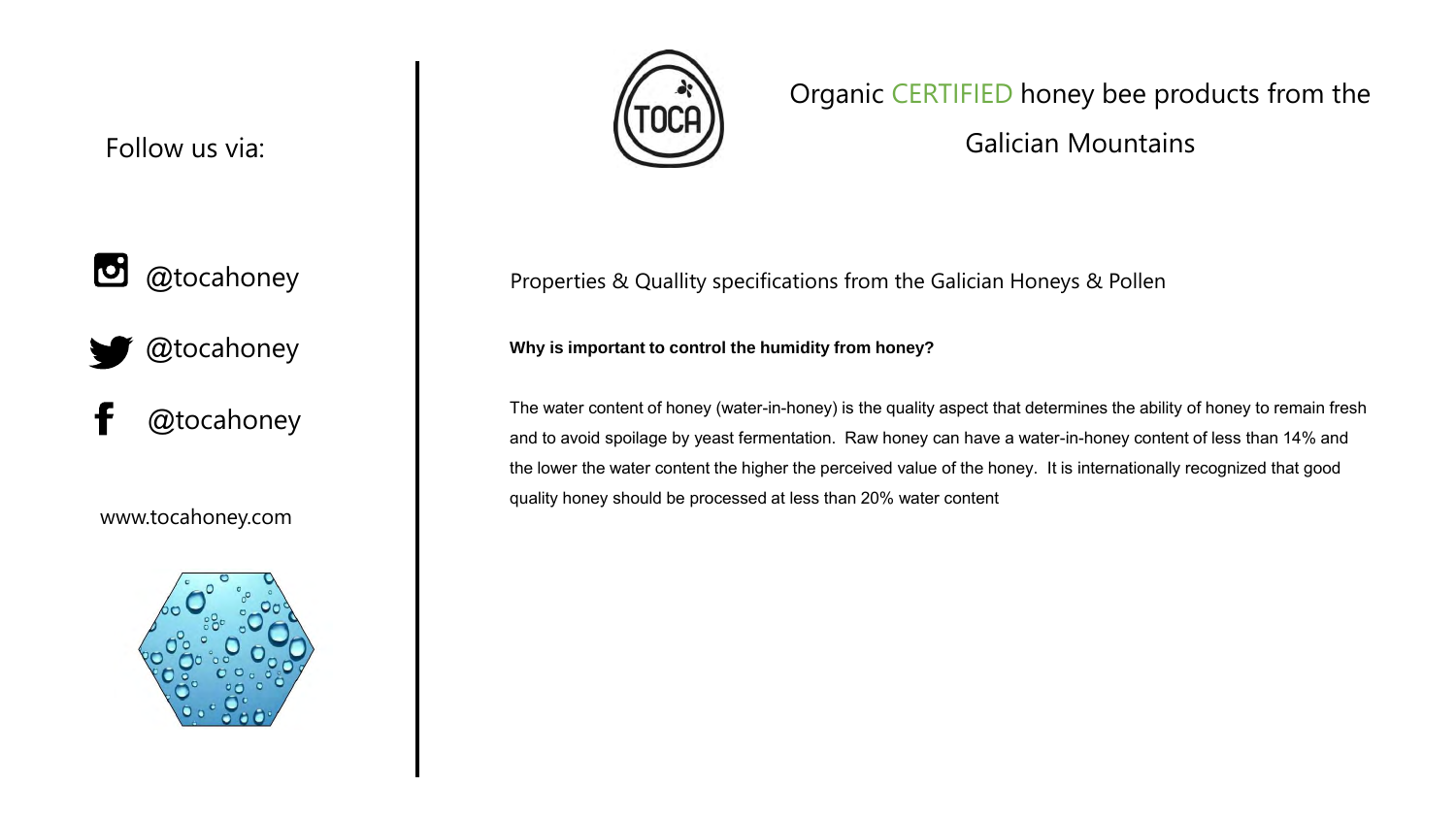Follow us via:

@tocahoney

@tocahoney

@tocahoney

www.tocahoney.com

Organic CERTIFIED honey bee products from the Galician Mountains

Properties & Quallity specifications from the Galician Honeys & Pollen

**Why is important to control the humidity from honey?**

The water content of honey (water-in-honey) is the quality aspect that determines the ability of honey to remain fresh and to avoid spoilage by yeast fermentation. Raw honey can have a water-in-honey content of less than 14% and the lower the water content the higher the perceived value of the honey. It is internationally recognized that good quality honey should be processed at less than 20% water content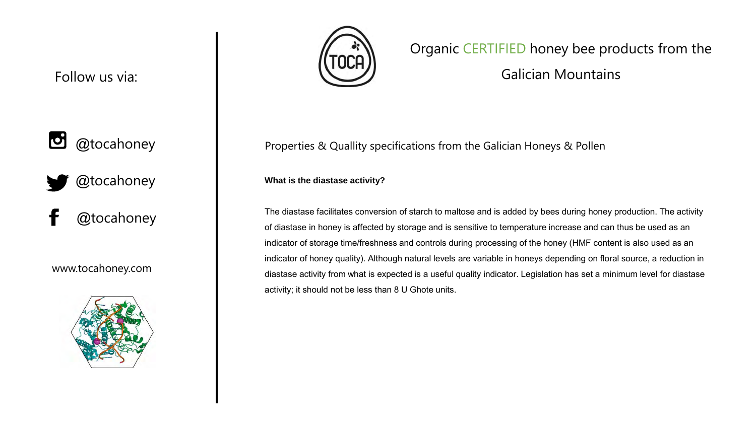Follow us via:

@tocahoney

@tocahoney

@tocahoney

www.tocahoney.com

Organic CERTIFIED honey bee products from the Galician Mountains

Properties & Quallity specifications from the Galician Honeys & Pollen

**What is the diastase activity?**

The diastase facilitates conversion of starch to maltose and is added by bees during honey production. The activity of diastase in honey is affected by storage and is sensitive to temperature increase and can thus be used as an indicator of storage time/freshness and controls during processing of the honey (HMF content is also used as an indicator of honey quality). Although natural levels are variable in honeys depending on floral source, a reduction in diastase activity from what is expected is a useful quality indicator. Legislation has set a minimum level for diastase activity; it should not be less than 8 U Ghote units.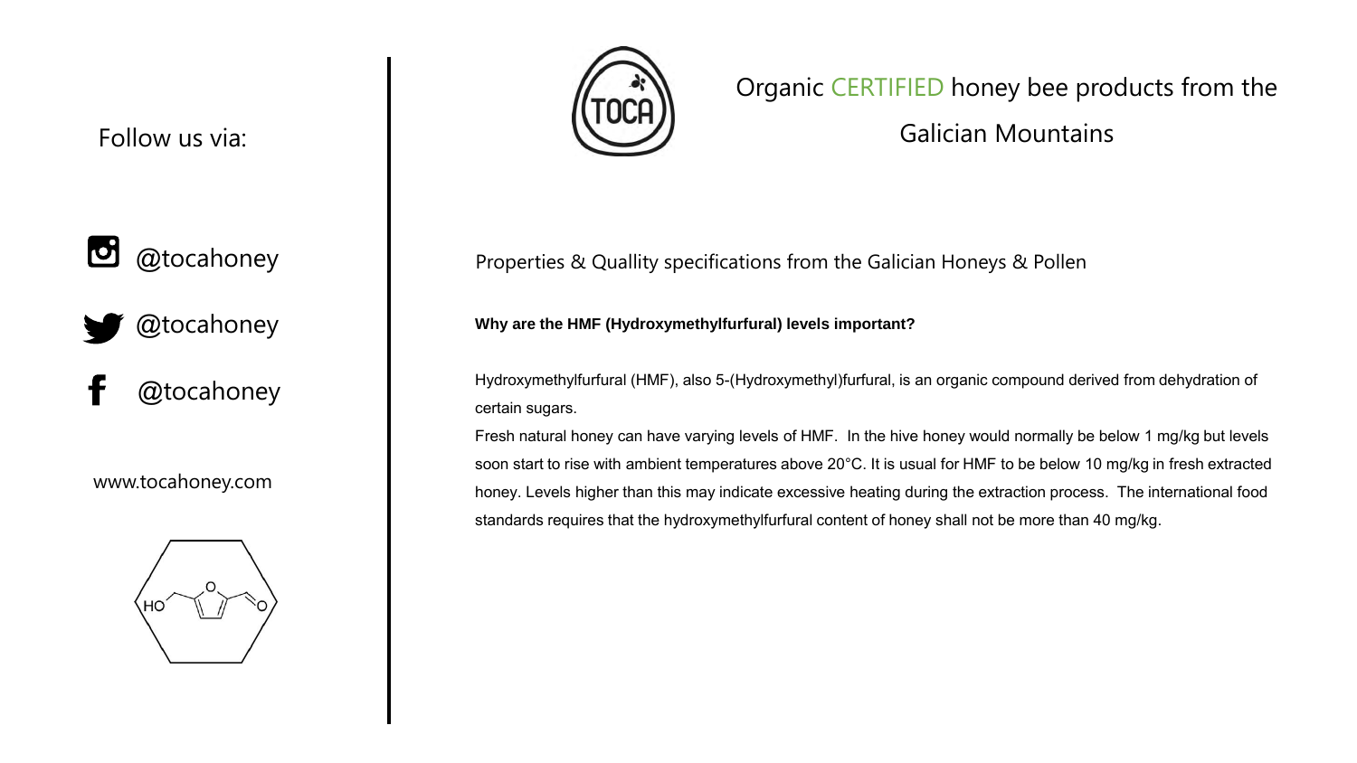Follow us via:

@tocahoney

@tocahoney

@tocahoney

www.tocahoney.com

Organic CERTIFIED honey bee products from the Galician Mountains

Properties & Quallity specifications from the Galician Honeys & Pollen

**Why are the HMF (Hydroxymethylfurfural) levels important?**

Hydroxymethylfurfural (HMF), also 5-(Hydroxymethyl)furfural, is an organic compound derived from dehydration of certain sugars.

Fresh natural honey can have varying levels of HMF. In the hive honey would normally be below 1 mg/kg but levels soon start to rise with ambient temperatures above 20°C. It is usual for HMF to be below 10 mg/kg in fresh extracted honey. Levels higher than this may indicate excessive heating during the extraction process. The international food standards requires that the hydroxymethylfurfural content of honey shall not be more than 40 mg/kg.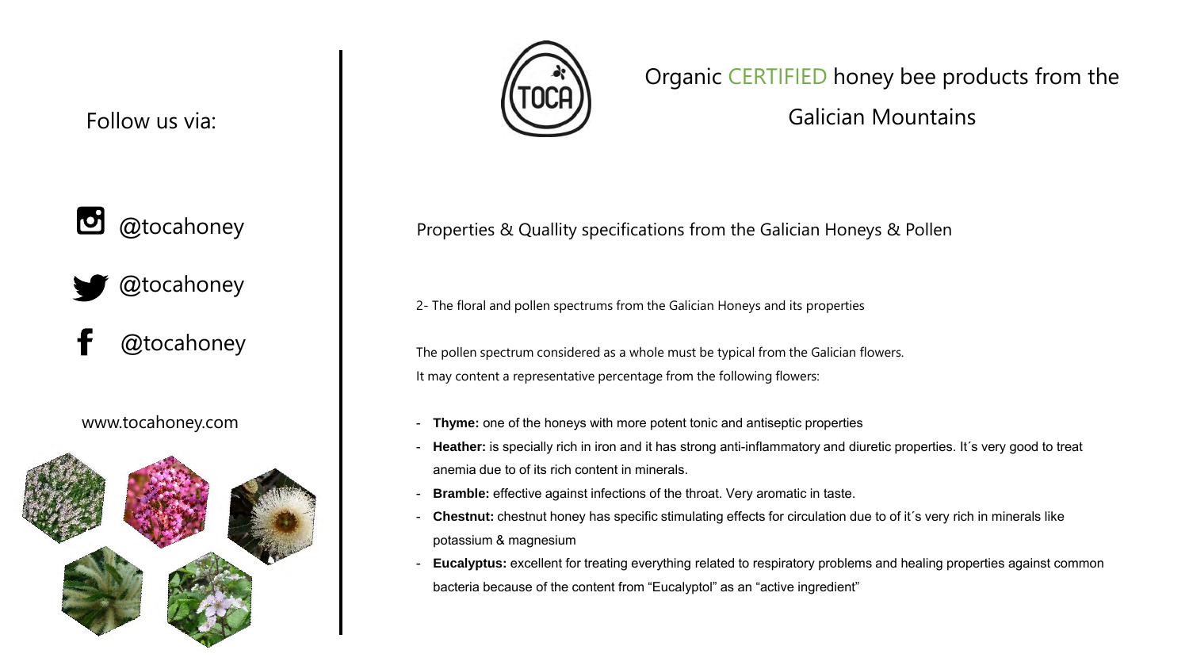Follow us via:

@tocahoney

@tocahoney

@tocahoney

www.tocahoney.com

Organic CERTIFIED honey bee products from the Galician Mountains

Properties & Quallity specifications from the Galician Honeys & Pollen

2- The floral and pollen spectrums from the Galician Honeys and its properties

The pollen spectrum considered as a whole must be typical from the Galician flowers.
It may content a representative percentage from the following flowers:

- **Thyme:** one of the honeys with more potent tonic and antiseptic properties
- **Heather:** is specially rich in iron and it has strong anti-inflammatory and diuretic properties. It´s very good to treat anemia due to of its rich content in minerals.
- **Bramble:** effective against infections of the throat. Very aromatic in taste.
- **Chestnut:** chestnut honey has specific stimulating effects for circulation due to of it´s very rich in minerals like potassium & magnesium
- **Eucalyptus:** excellent for treating everything related to respiratory problems and healing properties against common bacteria because of the content from "Eucalyptol" as an "active ingredient"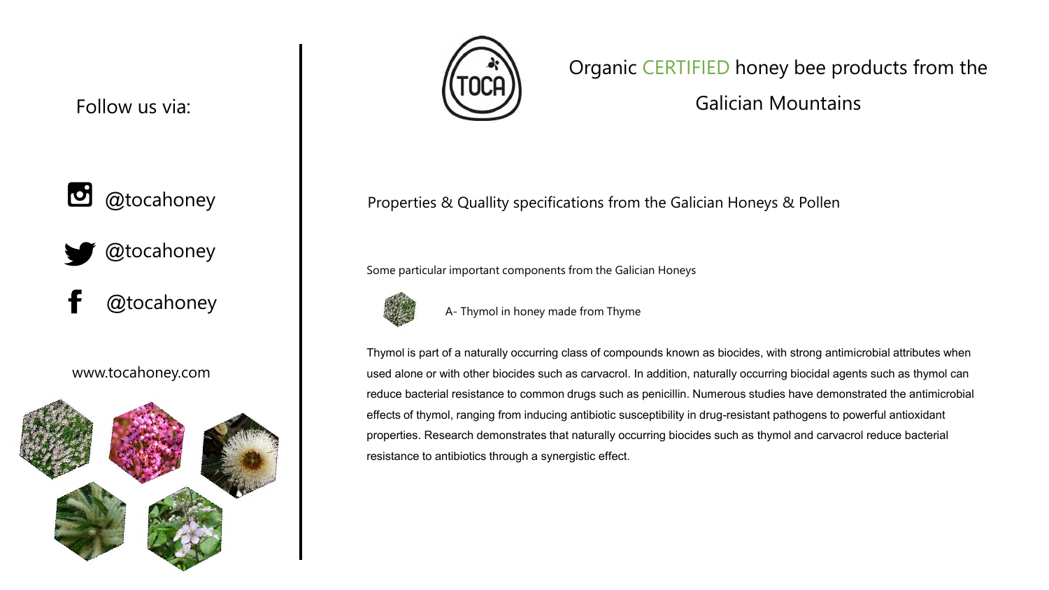Follow us via:

@tocahoney

@tocahoney

@tocahoney

www.tocahoney.com

# Organic CERTIFIED honey bee products from the Galician Mountains

## Properties & Quallity specifications from the Galician Honeys & Pollen

Some particular important components from the Galician Honeys

A- Thymol in honey made from Thyme

Thymol is part of a naturally occurring class of compounds known as biocides, with strong antimicrobial attributes when used alone or with other biocides such as carvacrol. In addition, naturally occurring biocidal agents such as thymol can reduce bacterial resistance to common drugs such as penicillin. Numerous studies have demonstrated the antimicrobial effects of thymol, ranging from inducing antibiotic susceptibility in drug-resistant pathogens to powerful antioxidant properties. Research demonstrates that naturally occurring biocides such as thymol and carvacrol reduce bacterial resistance to antibiotics through a synergistic effect.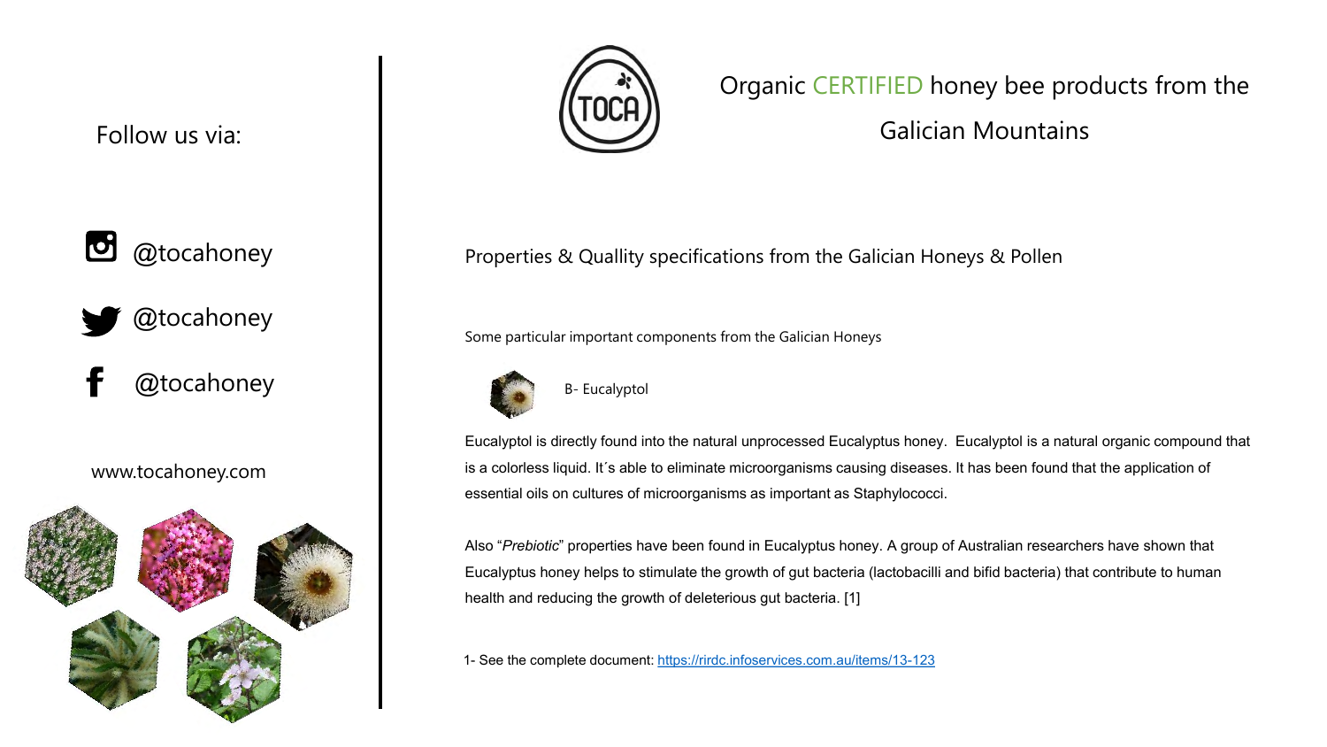Follow us via:

@tocahoney

@tocahoney

@tocahoney

www.tocahoney.com

Organic CERTIFIED honey bee products from the Galician Mountains

## Properties & Quallity specifications from the Galician Honeys & Pollen

Some particular important components from the Galician Honeys

B- Eucalyptol

Eucalyptol is directly found into the natural unprocessed Eucalyptus honey. Eucalyptol is a natural organic compound that is a colorless liquid. It´s able to eliminate microorganisms causing diseases. It has been found that the application of essential oils on cultures of microorganisms as important as Staphylococci.

Also "*Prebiotic*" properties have been found in Eucalyptus honey. A group of Australian researchers have shown that Eucalyptus honey helps to stimulate the growth of gut bacteria (lactobacilli and bifid bacteria) that contribute to human health and reducing the growth of deleterious gut bacteria. [1]

1- See the complete document: https://rirdc.infoservices.com.au/items/13-123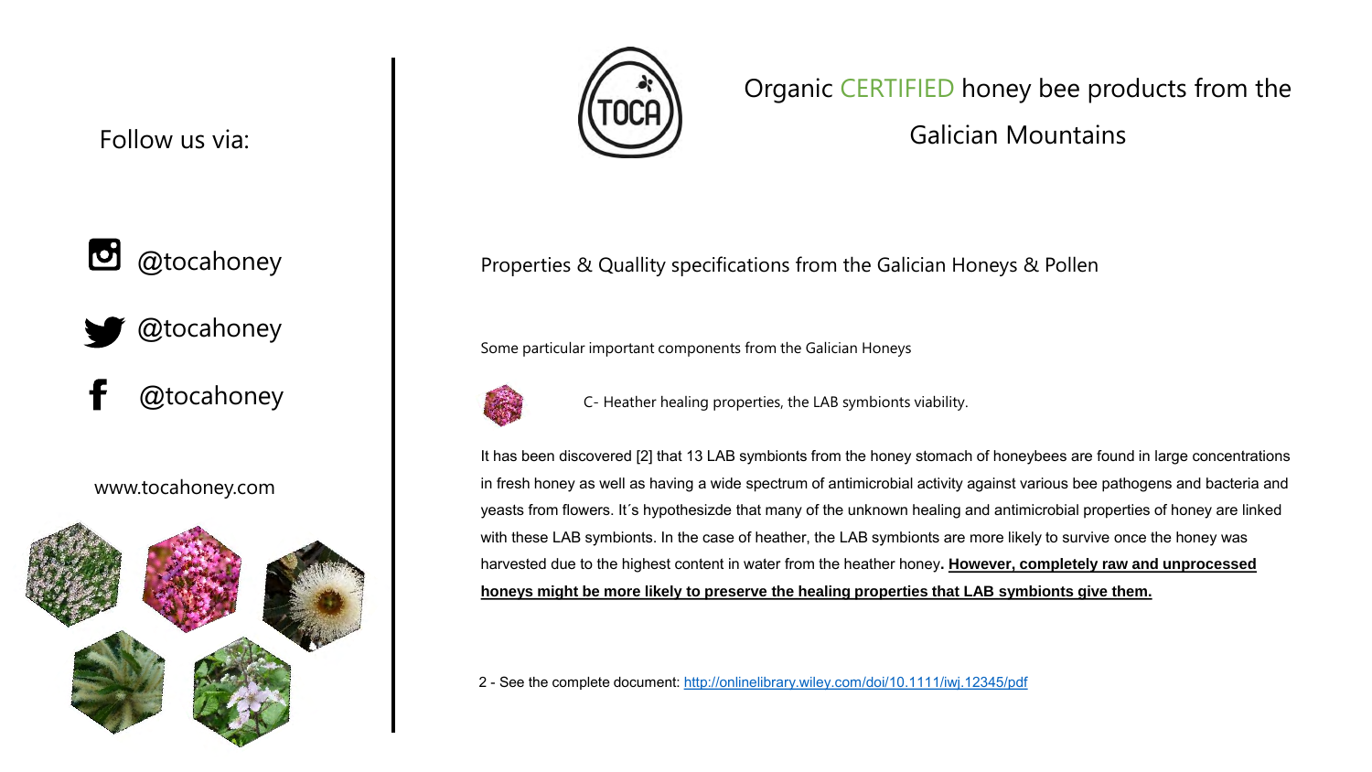Follow us via:

@tocahoney

@tocahoney

@tocahoney

www.tocahoney.com

# Organic CERTIFIED honey bee products from the Galician Mountains

## Properties & Quallity specifications from the Galician Honeys & Pollen

Some particular important components from the Galician Honeys

C- Heather healing properties, the LAB symbionts viability.

It has been discovered [2] that 13 LAB symbionts from the honey stomach of honeybees are found in large concentrations in fresh honey as well as having a wide spectrum of antimicrobial activity against various bee pathogens and bacteria and yeasts from flowers. It´s hypothesizde that many of the unknown healing and antimicrobial properties of honey are linked with these LAB symbionts. In the case of heather, the LAB symbionts are more likely to survive once the honey was harvested due to the highest content in water from the heather honey**. However, completely raw and unprocessed honeys might be more likely to preserve the healing properties that LAB symbionts give them.**

2 - See the complete document: http://onlinelibrary.wiley.com/doi/10.1111/iwj.12345/pdf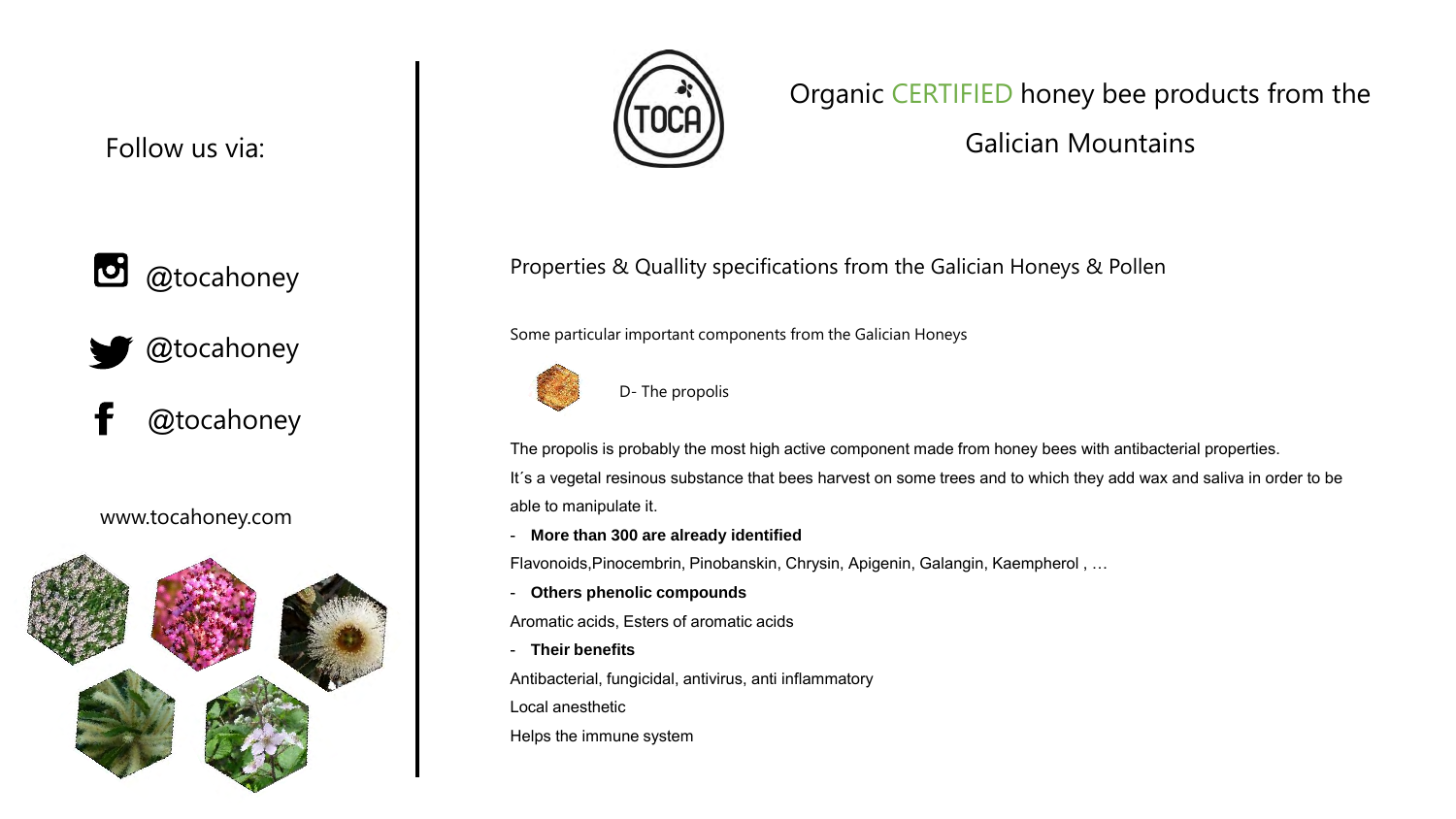Follow us via:

@tocahoney

@tocahoney

@tocahoney

www.tocahoney.com

TOCA

# Organic CERTIFIED honey bee products from the Galician Mountains

## Properties & Quallity specifications from the Galician Honeys & Pollen

Some particular important components from the Galician Honeys

D- The propolis

The propolis is probably the most high active component made from honey bees with antibacterial properties.

It´s a vegetal resinous substance that bees harvest on some trees and to which they add wax and saliva in order to be able to manipulate it.

- **More than 300 are already identified**

Flavonoids,Pinocembrin, Pinobanskin, Chrysin, Apigenin, Galangin, Kaempherol , …

- **Others phenolic compounds**

Aromatic acids, Esters of aromatic acids

- **Their benefits**

Antibacterial, fungicidal, antivirus, anti inflammatory

Local anesthetic

Helps the immune system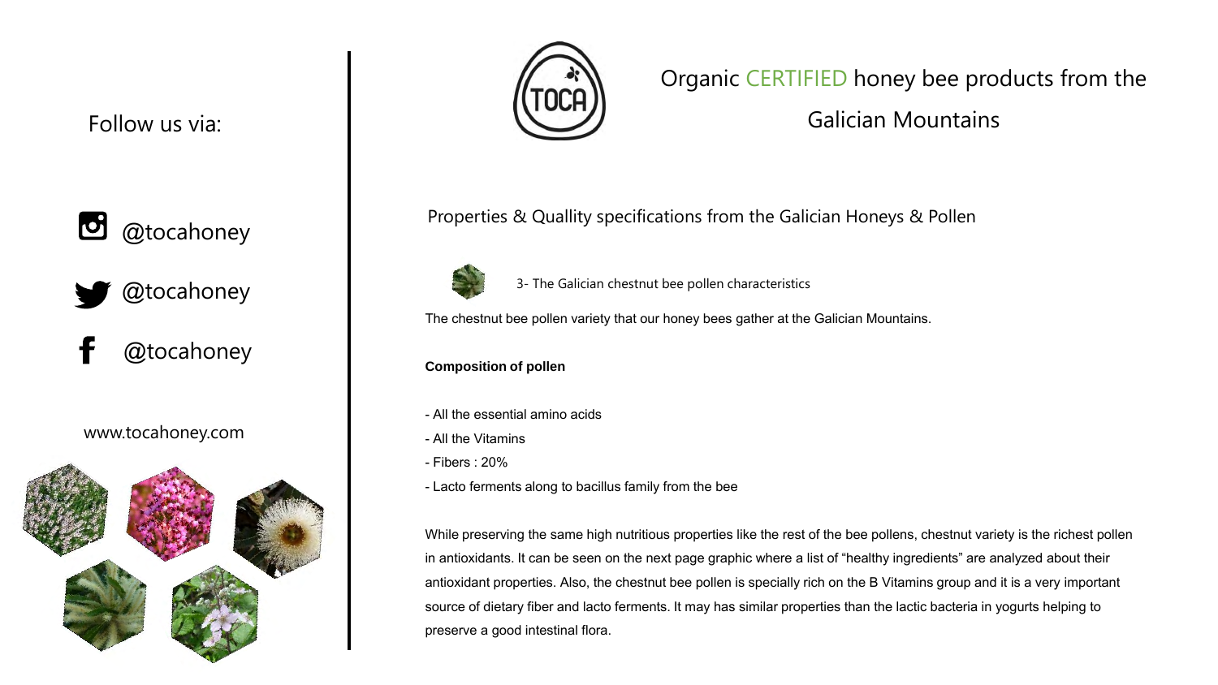Follow us via:

@tocahoney

@tocahoney

@tocahoney

www.tocahoney.com

# Organic CERTIFIED honey bee products from the Galician Mountains

## Properties & Quallity specifications from the Galician Honeys & Pollen

### 3- The Galician chestnut bee pollen characteristics

The chestnut bee pollen variety that our honey bees gather at the Galician Mountains.

**Composition of pollen**

- All the essential amino acids
- All the Vitamins
- Fibers : 20%
- Lacto ferments along to bacillus family from the bee

While preserving the same high nutritious properties like the rest of the bee pollens, chestnut variety is the richest pollen in antioxidants. It can be seen on the next page graphic where a list of "healthy ingredients" are analyzed about their antioxidant properties. Also, the chestnut bee pollen is specially rich on the B Vitamins group and it is a very important source of dietary fiber and lacto ferments. It may has similar properties than the lactic bacteria in yogurts helping to preserve a good intestinal flora.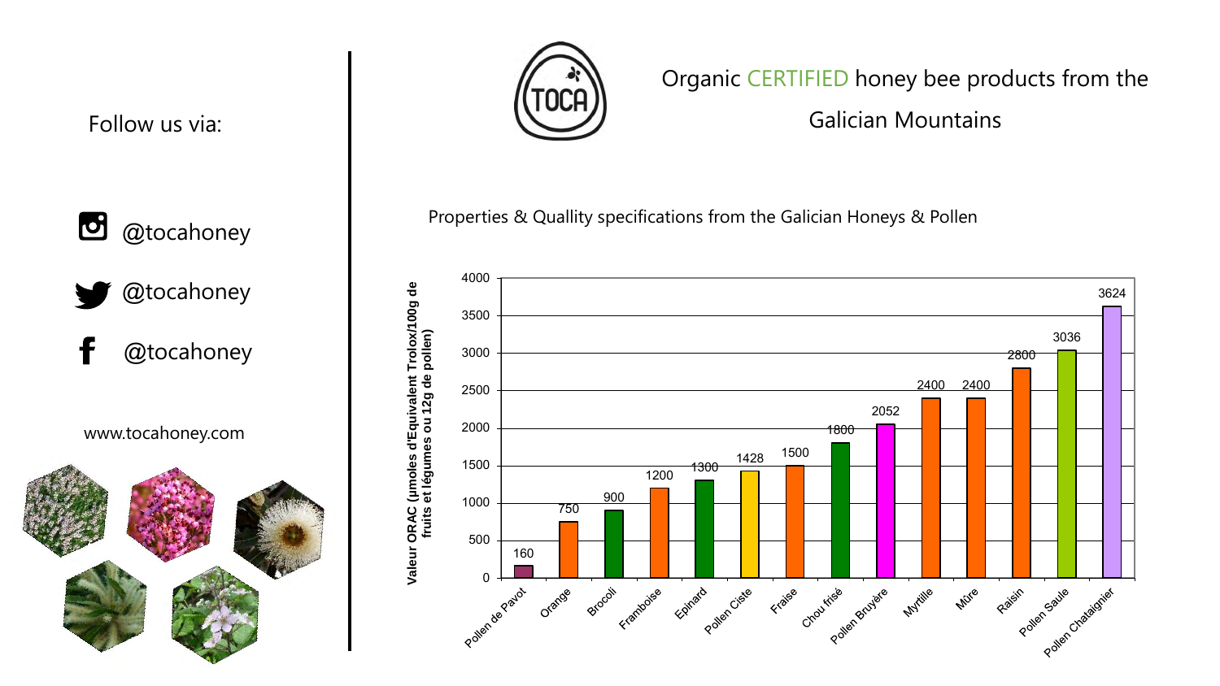Follow us via:

@tocahoney

@tocahoney

@tocahoney

www.tocahoney.com

Organic CERTIFIED honey bee products from the Galician Mountains

Properties & Quallity specifications from the Galician Honeys & Pollen

| Produit | Valeur ORAC (µmoles d'Equivalent Trolox/100g de fruits et légumes ou 12g de pollen) |
| --- | --- |
| Pollen de Pavot | 160 |
| Orange | 750 |
| Brocoli | 900 |
| Framboise | 1200 |
| Epinard | 1300 |
| Pollen Ciste | 1428 |
| Fraise | 1500 |
| Chou frisé | 1800 |
| Pollen Bruyère | 2052 |
| Myrtille | 2400 |
| Mûre | 2400 |
| Raisin | 2800 |
| Pollen Saule | 3036 |
| Pollen Chataignier | 3624 |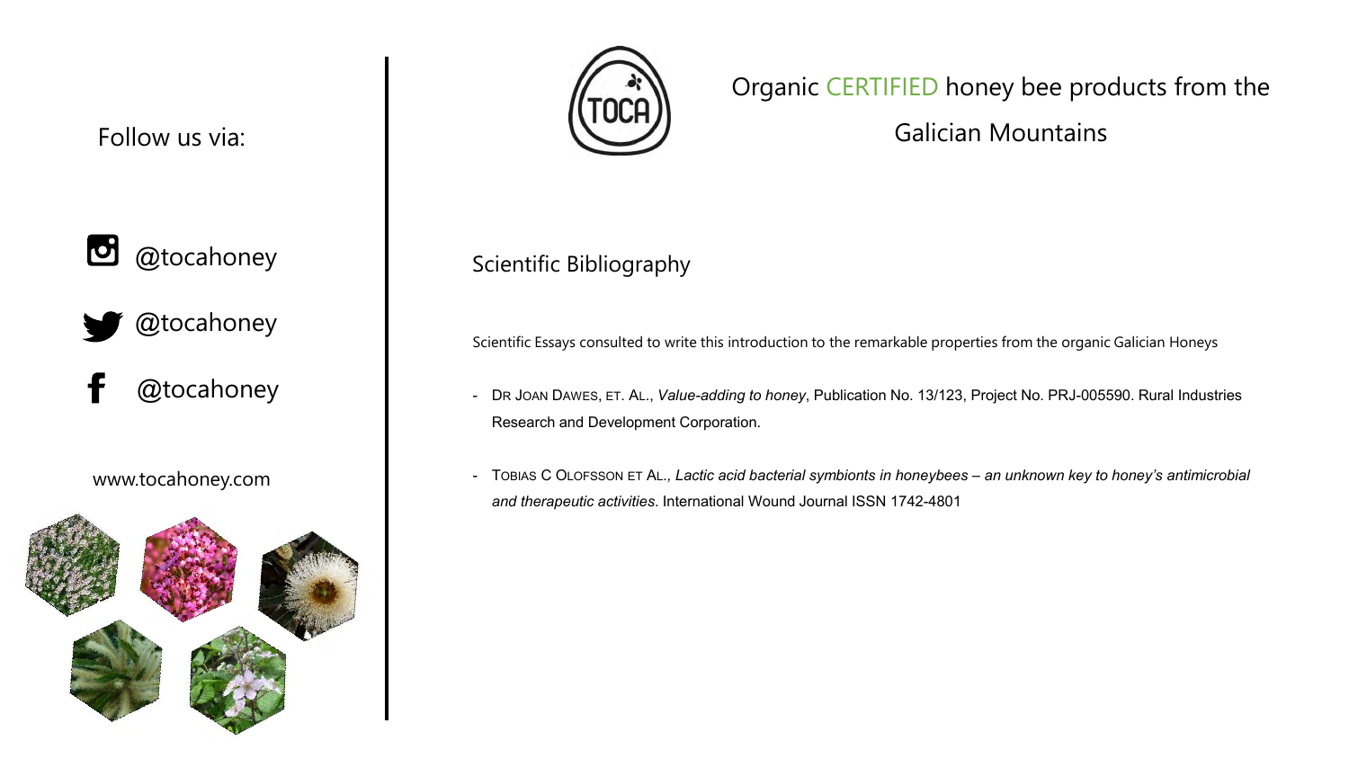Follow us via:

@tocahoney

@tocahoney

@tocahoney

www.tocahoney.com

Organic CERTIFIED honey bee products from the Galician Mountains

## Scientific Bibliography

Scientific Essays consulted to write this introduction to the remarkable properties from the organic Galician Honeys

- DR JOAN DAWES, ET. AL., *Value-adding to honey*, Publication No. 13/123, Project No. PRJ-005590. Rural Industries Research and Development Corporation.
- TOBIAS C OLOFSSON ET AL., *Lactic acid bacterial symbionts in honeybees – an unknown key to honey's antimicrobial and therapeutic activities*. International Wound Journal ISSN 1742-4801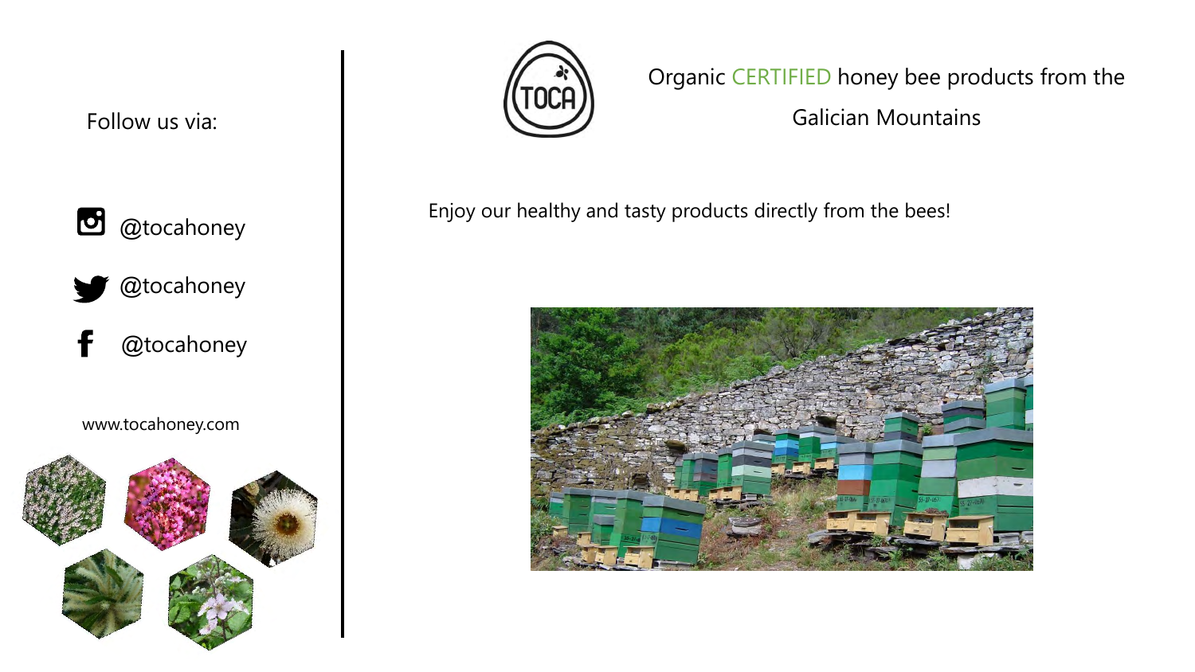Follow us via:

@tocahoney

@tocahoney

@tocahoney

www.tocahoney.com

TOCA

Organic CERTIFIED honey bee products from the Galician Mountains

Enjoy our healthy and tasty products directly from the bees!